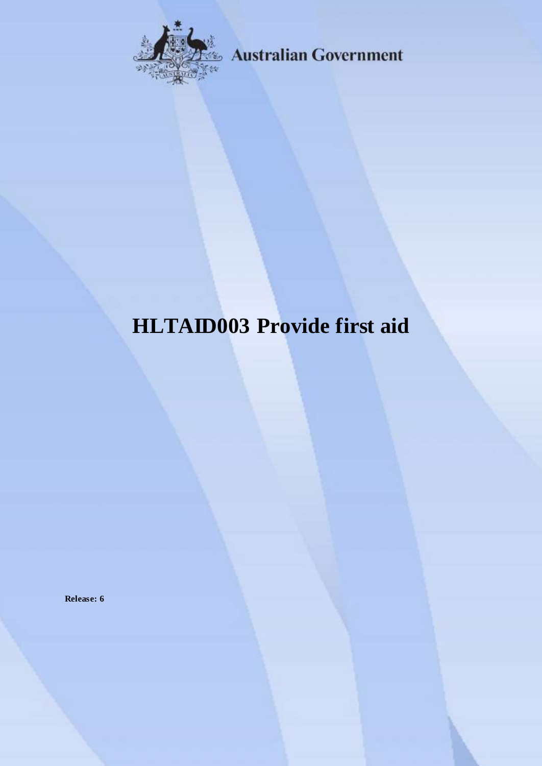Australian Government

# HLTAID003 Provide first aid

**Release: 6**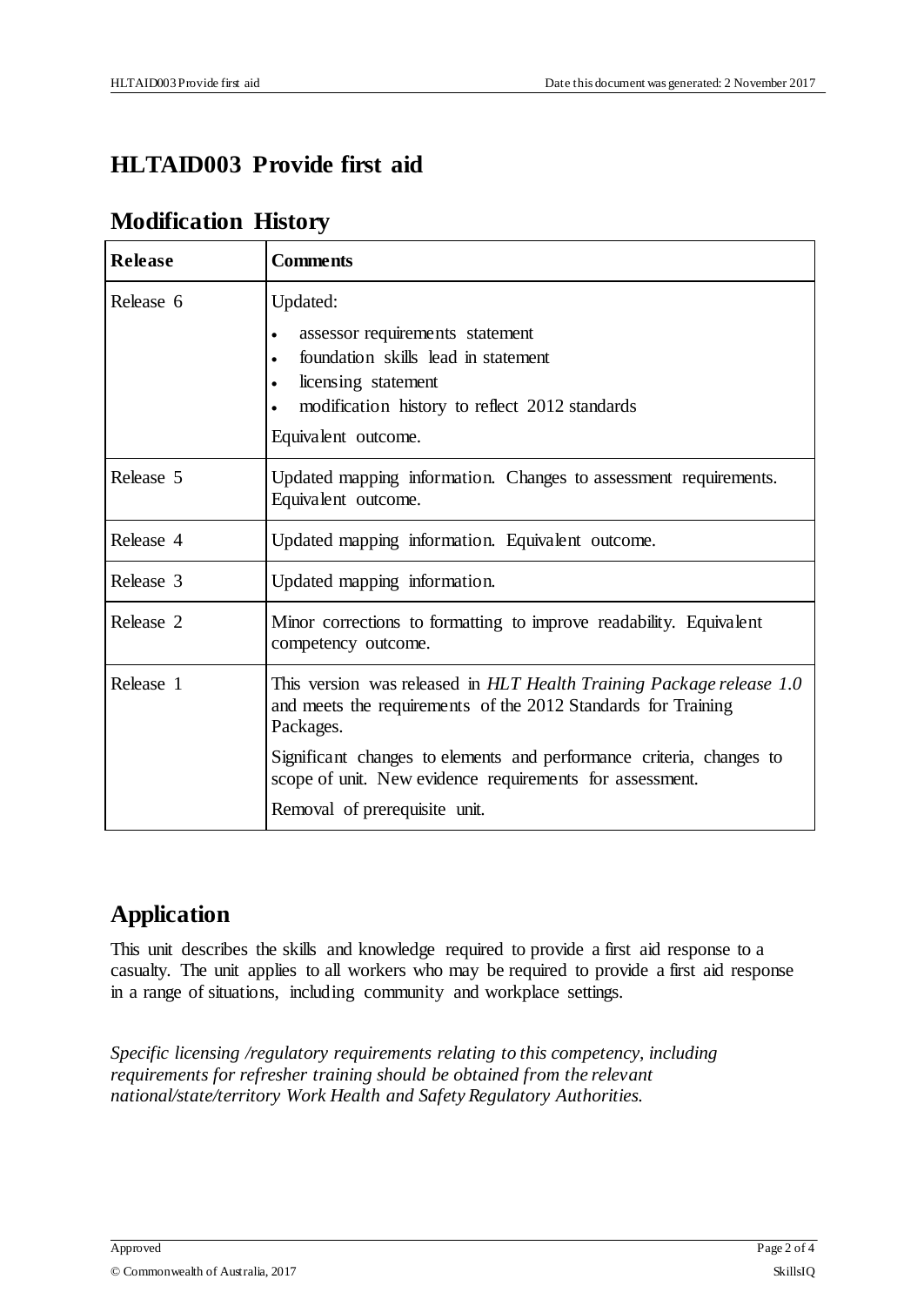# HLTAID003 Provide first aid

## Modification History

| Release | Comments |
|---|---|
| Release 6 | Updated:<br>• assessor requirements statement<br>• foundation skills lead in statement<br>• licensing statement<br>• modification history to reflect 2012 standards<br>Equivalent outcome. |
| Release 5 | Updated mapping information. Changes to assessment requirements. Equivalent outcome. |
| Release 4 | Updated mapping information. Equivalent outcome. |
| Release 3 | Updated mapping information. |
| Release 2 | Minor corrections to formatting to improve readability. Equivalent competency outcome. |
| Release 1 | This version was released in *HLT Health Training Package release 1.0* and meets the requirements of the 2012 Standards for Training Packages.<br>Significant changes to elements and performance criteria, changes to scope of unit. New evidence requirements for assessment.<br>Removal of prerequisite unit. |

## Application

This unit describes the skills and knowledge required to provide a first aid response to a casualty. The unit applies to all workers who may be required to provide a first aid response in a range of situations, including community and workplace settings.

*Specific licensing /regulatory requirements relating to this competency, including requirements for refresher training should be obtained from the relevant national/state/territory Work Health and Safety Regulatory Authorities.*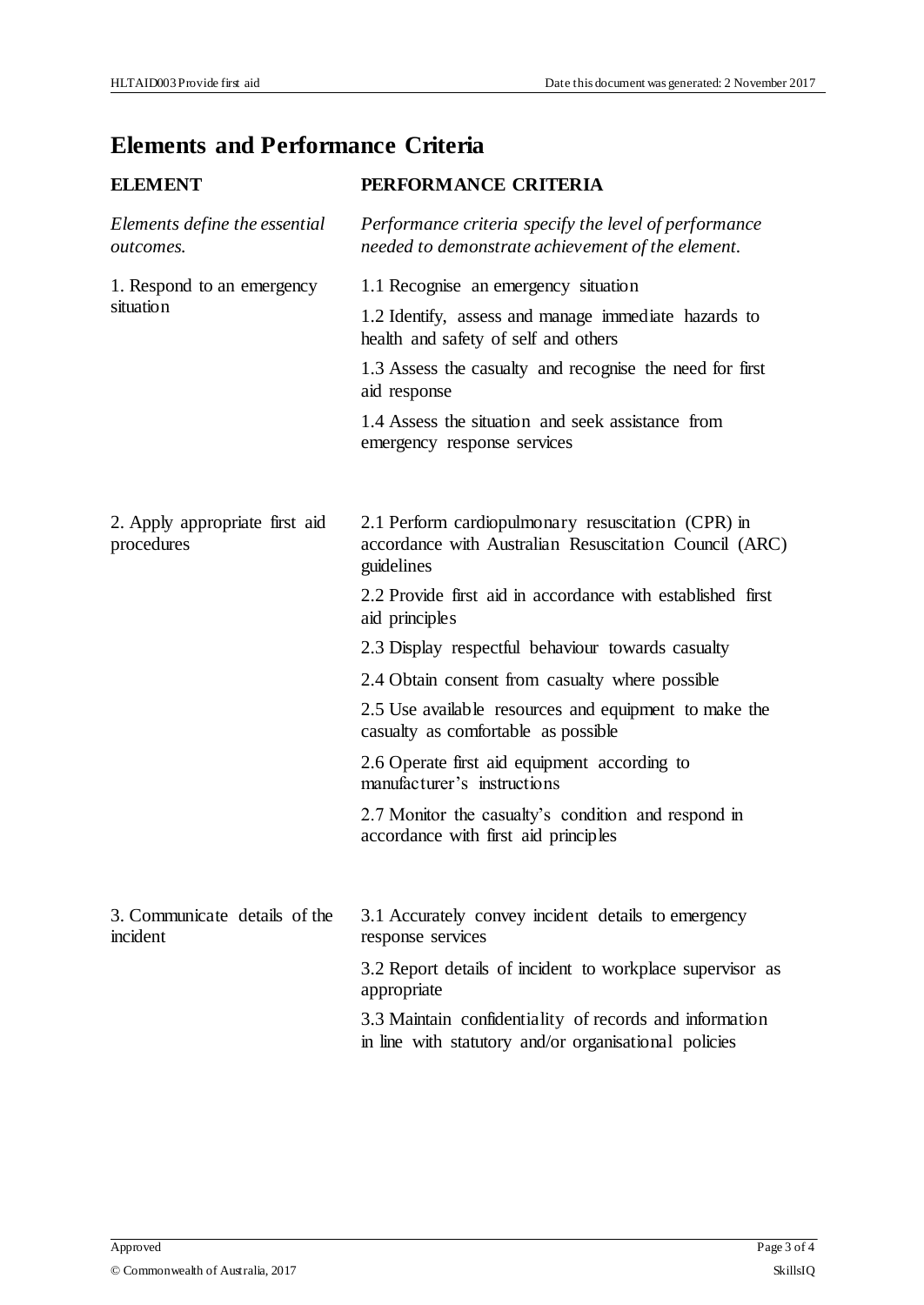## Elements and Performance Criteria

| ELEMENT | PERFORMANCE CRITERIA |
| --- | --- |
| *Elements define the essential outcomes.* | *Performance criteria specify the level of performance needed to demonstrate achievement of the element.* |
| 1. Respond to an emergency situation | 1.1 Recognise an emergency situation<br>1.2 Identify, assess and manage immediate hazards to health and safety of self and others<br>1.3 Assess the casualty and recognise the need for first aid response<br>1.4 Assess the situation and seek assistance from emergency response services |
| 2. Apply appropriate first aid procedures | 2.1 Perform cardiopulmonary resuscitation (CPR) in accordance with Australian Resuscitation Council (ARC) guidelines<br>2.2 Provide first aid in accordance with established first aid principles<br>2.3 Display respectful behaviour towards casualty<br>2.4 Obtain consent from casualty where possible<br>2.5 Use available resources and equipment to make the casualty as comfortable as possible<br>2.6 Operate first aid equipment according to manufacturer's instructions<br>2.7 Monitor the casualty's condition and respond in accordance with first aid principles |
| 3. Communicate details of the incident | 3.1 Accurately convey incident details to emergency response services<br>3.2 Report details of incident to workplace supervisor as appropriate<br>3.3 Maintain confidentiality of records and information in line with statutory and/or organisational policies |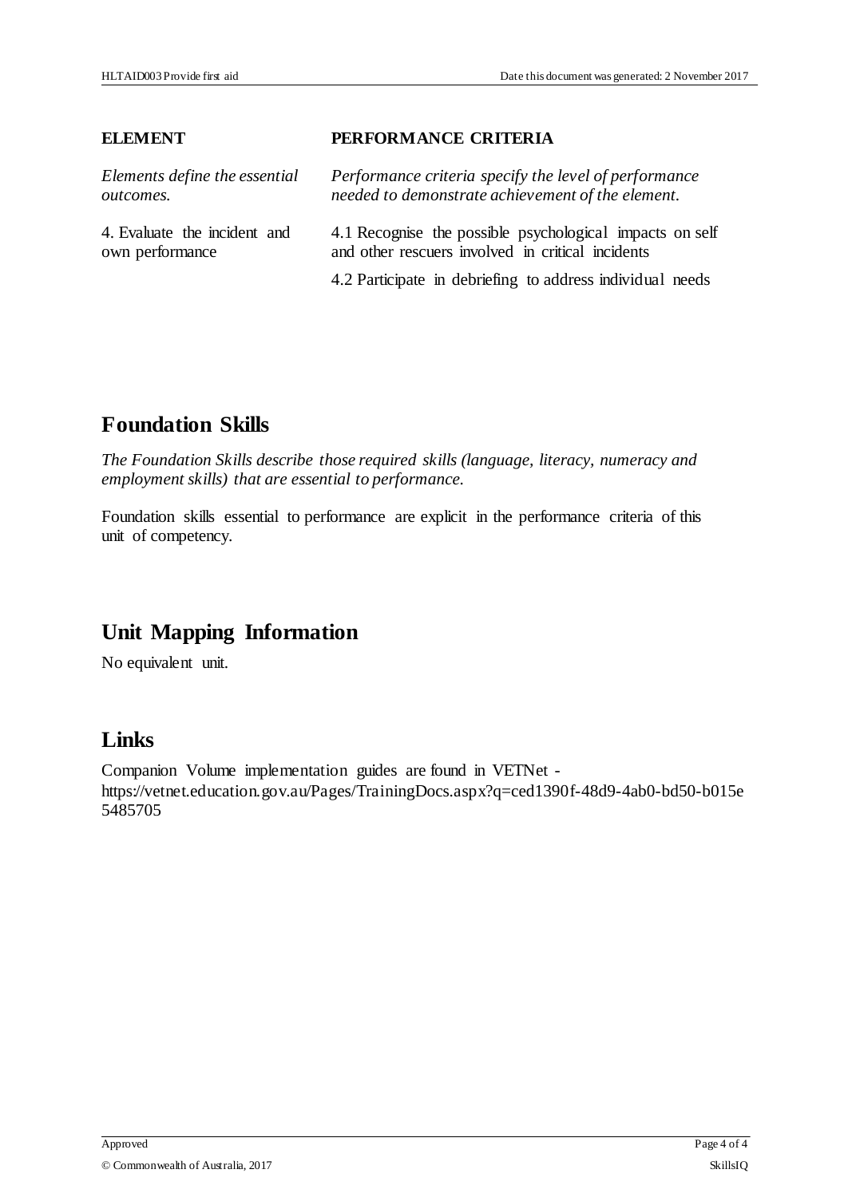| ELEMENT | PERFORMANCE CRITERIA |
| --- | --- |
| *Elements define the essential outcomes.* | *Performance criteria specify the level of performance needed to demonstrate achievement of the element.* |
| 4. Evaluate the incident and own performance | 4.1 Recognise the possible psychological impacts on self and other rescuers involved in critical incidents |
| | 4.2 Participate in debriefing to address individual needs |

## Foundation Skills

*The Foundation Skills describe those required skills (language, literacy, numeracy and employment skills) that are essential to performance.*

Foundation skills essential to performance are explicit in the performance criteria of this unit of competency.

## Unit Mapping Information

No equivalent unit.

## Links

Companion Volume implementation guides are found in VETNet - https://vetnet.education.gov.au/Pages/TrainingDocs.aspx?q=ced1390f-48d9-4ab0-bd50-b015e5485705